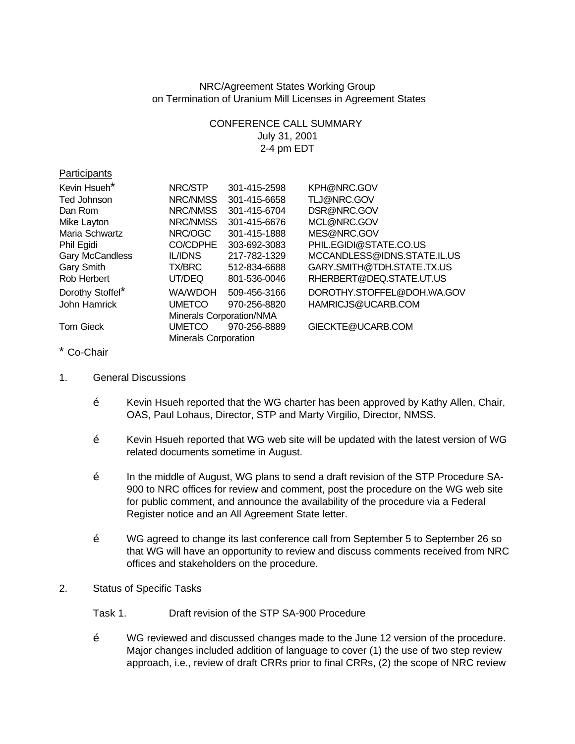NRC/Agreement States Working Group
on Termination of Uranium Mill Licenses in Agreement States

CONFERENCE CALL SUMMARY
July 31, 2001
2-4 pm EDT

Participants

| Name | Organization | Phone | Email |
|---|---|---|---|
| Kevin Hsueh* | NRC/STP | 301-415-2598 | KPH@NRC.GOV |
| Ted Johnson | NRC/NMSS | 301-415-6658 | TLJ@NRC.GOV |
| Dan Rom | NRC/NMSS | 301-415-6704 | DSR@NRC.GOV |
| Mike Layton | NRC/NMSS | 301-415-6676 | MCL@NRC.GOV |
| Maria Schwartz | NRC/OGC | 301-415-1888 | MES@NRC.GOV |
| Phil Egidi | CO/CDPHE | 303-692-3083 | PHIL.EGIDI@STATE.CO.US |
| Gary McCandless | IL/IDNS | 217-782-1329 | MCCANDLESS@IDNS.STATE.IL.US |
| Gary Smith | TX/BRC | 512-834-6688 | GARY.SMITH@TDH.STATE.TX.US |
| Rob Herbert | UT/DEQ | 801-536-0046 | RHERBERT@DEQ.STATE.UT.US |
| Dorothy Stoffel* | WA/WDOH | 509-456-3166 | DOROTHY.STOFFEL@DOH.WA.GOV |
| John Hamrick | UMETCO Minerals Corporation/NMA | 970-256-8820 | HAMRICJS@UCARB.COM |
| Tom Gieck | UMETCO Minerals Corporation | 970-256-8889 | GIECKTE@UCARB.COM |

\* Co-Chair

1. General Discussions

   - Kevin Hsueh reported that the WG charter has been approved by Kathy Allen, Chair, OAS, Paul Lohaus, Director, STP and Marty Virgilio, Director, NMSS.

   - Kevin Hsueh reported that WG web site will be updated with the latest version of WG related documents sometime in August.

   - In the middle of August, WG plans to send a draft revision of the STP Procedure SA-900 to NRC offices for review and comment, post the procedure on the WG web site for public comment, and announce the availability of the procedure via a Federal Register notice and an All Agreement State letter.

   - WG agreed to change its last conference call from September 5 to September 26 so that WG will have an opportunity to review and discuss comments received from NRC offices and stakeholders on the procedure.

2. Status of Specific Tasks

   Task 1. Draft revision of the STP SA-900 Procedure

   - WG reviewed and discussed changes made to the June 12 version of the procedure. Major changes included addition of language to cover (1) the use of two step review approach, i.e., review of draft CRRs prior to final CRRs, (2) the scope of NRC review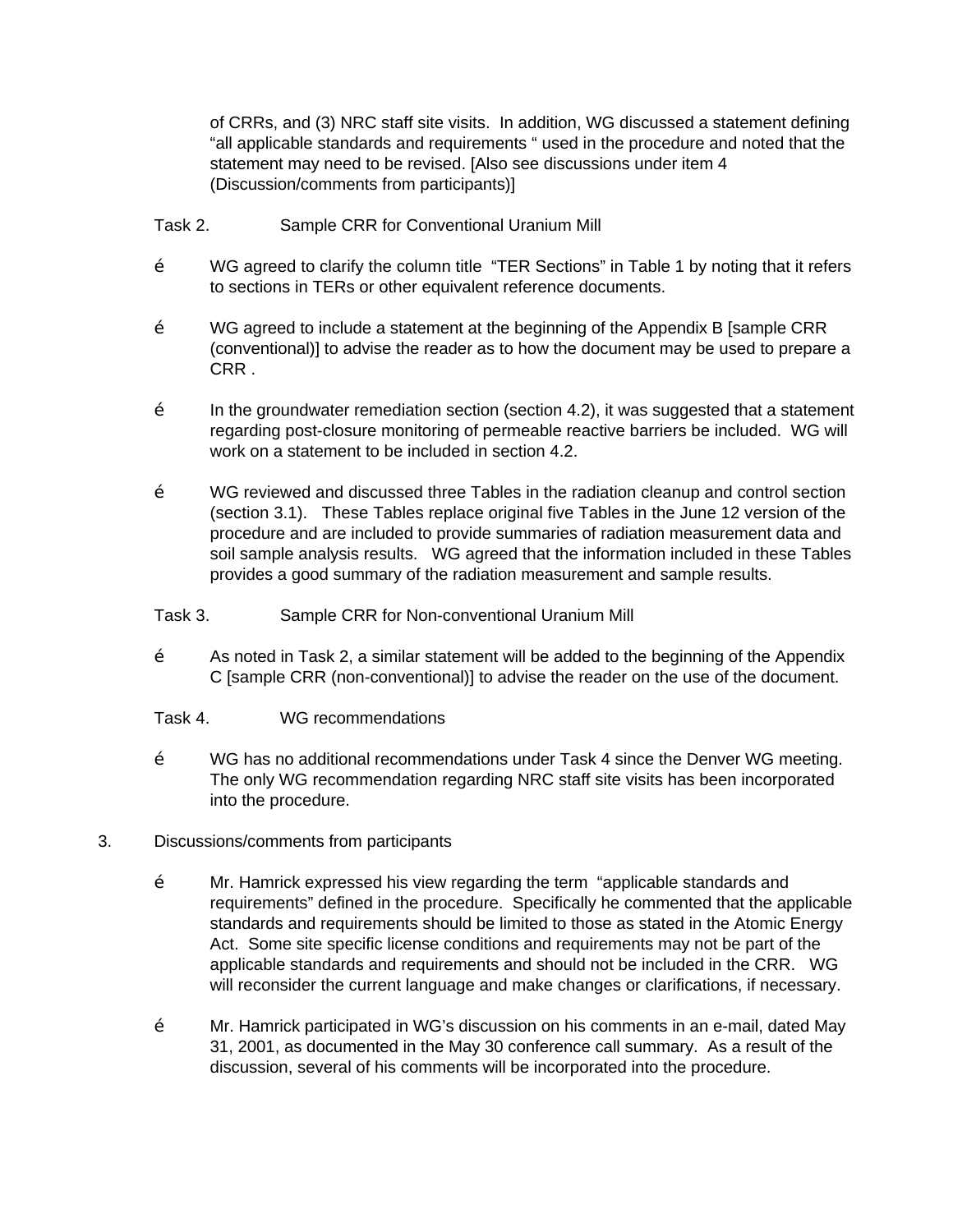of CRRs, and (3) NRC staff site visits. In addition, WG discussed a statement defining "all applicable standards and requirements " used in the procedure and noted that the statement may need to be revised. [Also see discussions under item 4 (Discussion/comments from participants)]

Task 2. Sample CRR for Conventional Uranium Mill

- WG agreed to clarify the column title "TER Sections" in Table 1 by noting that it refers to sections in TERs or other equivalent reference documents.

- WG agreed to include a statement at the beginning of the Appendix B [sample CRR (conventional)] to advise the reader as to how the document may be used to prepare a CRR .

- In the groundwater remediation section (section 4.2), it was suggested that a statement regarding post-closure monitoring of permeable reactive barriers be included. WG will work on a statement to be included in section 4.2.

- WG reviewed and discussed three Tables in the radiation cleanup and control section (section 3.1). These Tables replace original five Tables in the June 12 version of the procedure and are included to provide summaries of radiation measurement data and soil sample analysis results. WG agreed that the information included in these Tables provides a good summary of the radiation measurement and sample results.

Task 3. Sample CRR for Non-conventional Uranium Mill

- As noted in Task 2, a similar statement will be added to the beginning of the Appendix C [sample CRR (non-conventional)] to advise the reader on the use of the document.

Task 4. WG recommendations

- WG has no additional recommendations under Task 4 since the Denver WG meeting. The only WG recommendation regarding NRC staff site visits has been incorporated into the procedure.

3. Discussions/comments from participants

- Mr. Hamrick expressed his view regarding the term "applicable standards and requirements" defined in the procedure. Specifically he commented that the applicable standards and requirements should be limited to those as stated in the Atomic Energy Act. Some site specific license conditions and requirements may not be part of the applicable standards and requirements and should not be included in the CRR. WG will reconsider the current language and make changes or clarifications, if necessary.

- Mr. Hamrick participated in WG's discussion on his comments in an e-mail, dated May 31, 2001, as documented in the May 30 conference call summary. As a result of the discussion, several of his comments will be incorporated into the procedure.